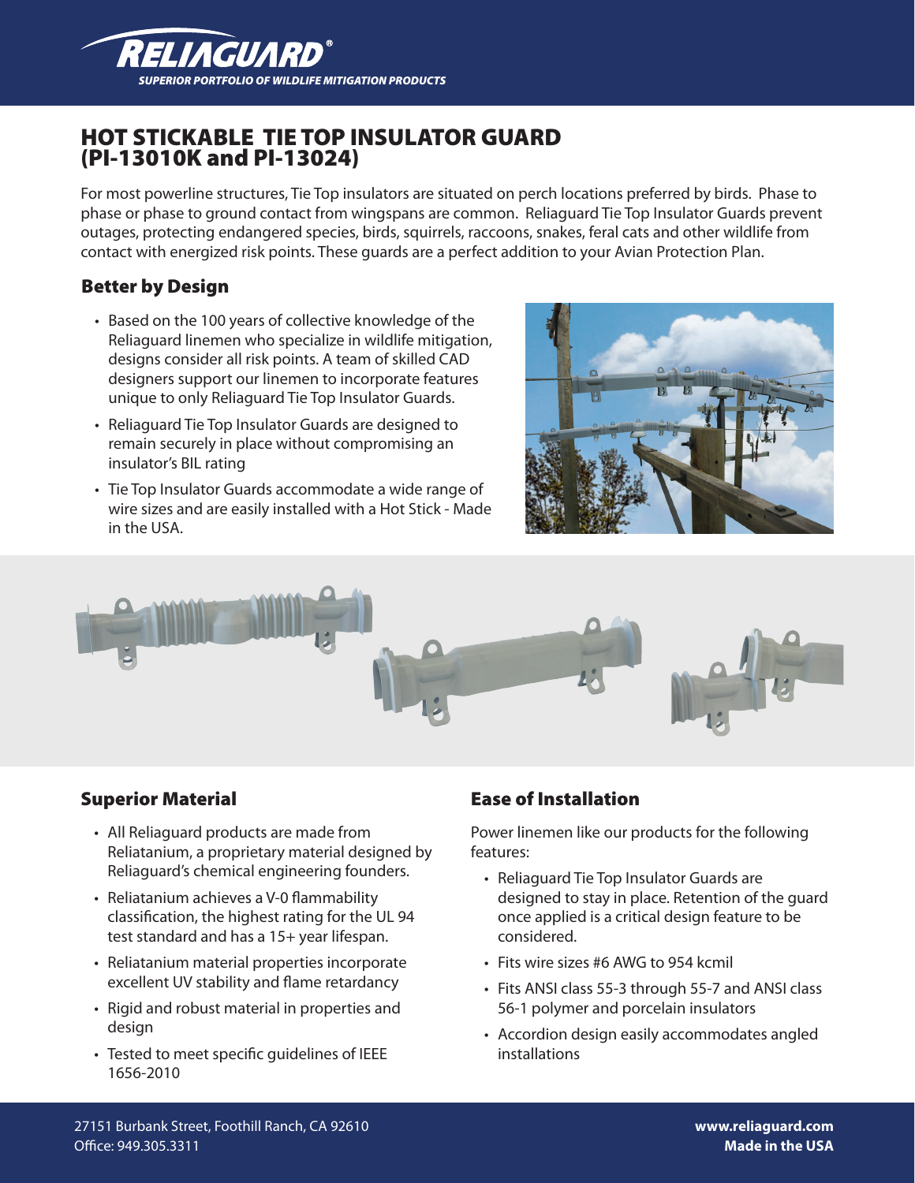RELIAGUARD®

*SUPERIOR PORTFOLIO OF WILDLIFE MITIGATION PRODUCTS*

# HOT STICKABLE TIE TOP INSULATOR GUARD (PI-13010K and PI-13024)

For most powerline structures, Tie Top insulators are situated on perch locations preferred by birds. Phase to phase or phase to ground contact from wingspans are common. Reliaguard Tie Top Insulator Guards prevent outages, protecting endangered species, birds, squirrels, raccoons, snakes, feral cats and other wildlife from contact with energized risk points. These guards are a perfect addition to your Avian Protection Plan.

## Better by Design

- Based on the 100 years of collective knowledge of the Reliaguard linemen who specialize in wildlife mitigation, designs consider all risk points. A team of skilled CAD designers support our linemen to incorporate features unique to only Reliaguard Tie Top Insulator Guards.
- Reliaguard Tie Top Insulator Guards are designed to remain securely in place without compromising an insulator's BIL rating
- Tie Top Insulator Guards accommodate a wide range of wire sizes and are easily installed with a Hot Stick - Made in the USA.

## Superior Material

- All Reliaguard products are made from Reliatanium, a proprietary material designed by Reliaguard's chemical engineering founders.
- Reliatanium achieves a V-0 flammability classification, the highest rating for the UL 94 test standard and has a 15+ year lifespan.
- Reliatanium material properties incorporate excellent UV stability and flame retardancy
- Rigid and robust material in properties and design
- Tested to meet specific guidelines of IEEE 1656-2010

## Ease of Installation

Power linemen like our products for the following features:

- Reliaguard Tie Top Insulator Guards are designed to stay in place. Retention of the guard once applied is a critical design feature to be considered.
- Fits wire sizes #6 AWG to 954 kcmil
- Fits ANSI class 55-3 through 55-7 and ANSI class 56-1 polymer and porcelain insulators
- Accordion design easily accommodates angled installations

27151 Burbank Street, Foothill Ranch, CA 92610
Office: 949.305.3311

**www.reliaguard.com**
**Made in the USA**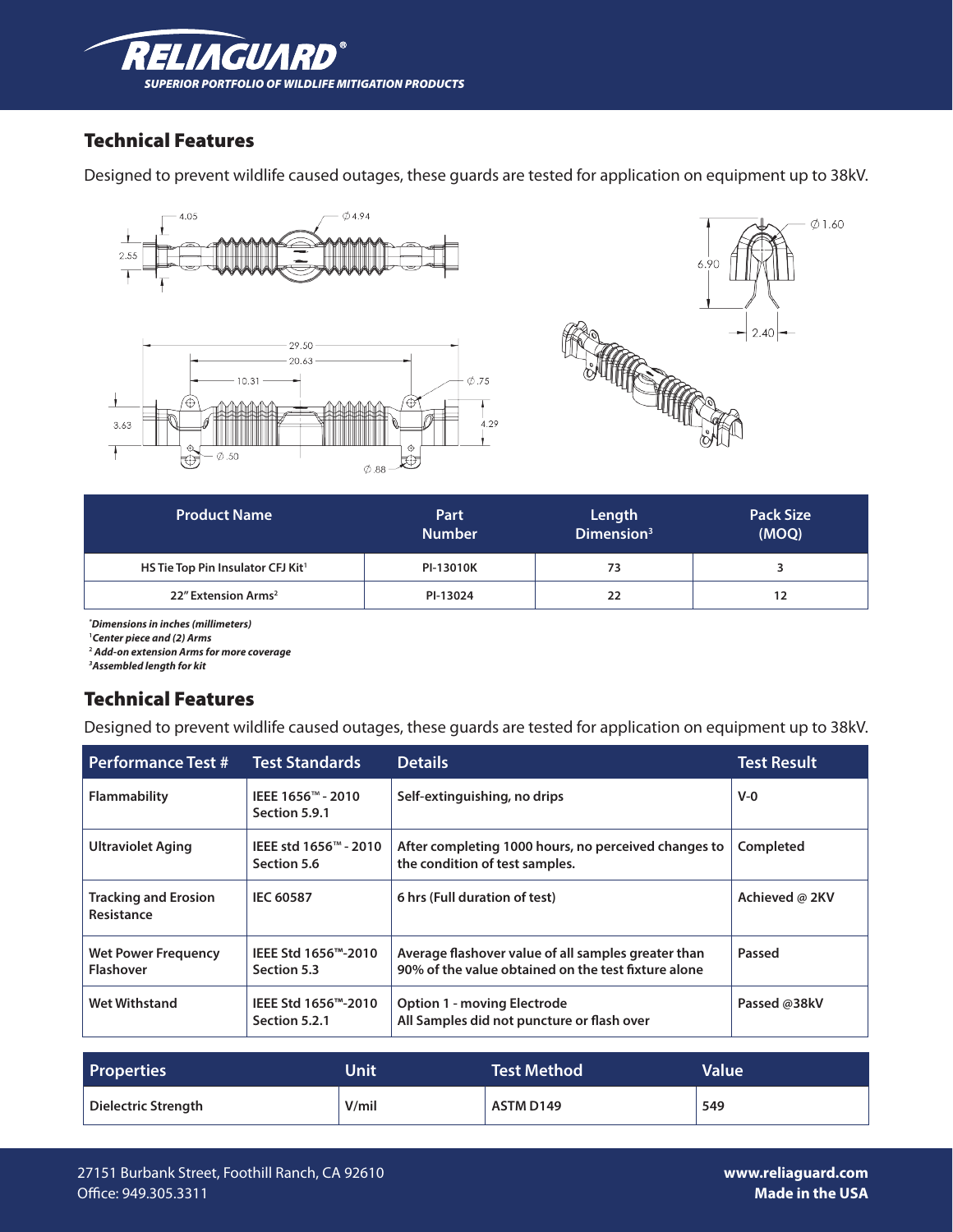## Technical Features

Designed to prevent wildlife caused outages, these guards are tested for application on equipment up to 38kV.

4.05
Ø4.94
2.55
Ø1.60
6.90
2.40
29.50
20.63
10.31
Ø.75
3.63
4.29
Ø.50
Ø.88

| Product Name | Part Number | Length Dimension[3] | Pack Size (MOQ) |
|---|---|---|---|
| HS Tie Top Pin Insulator CFJ Kit[1] | PI-13010K | 73 | 3 |
| 22" Extension Arms[2] | PI-13024 | 22 | 12 |

*\*Dimensions in inches (millimeters)*
*[1]Center piece and (2) Arms*
*[2] Add-on extension Arms for more coverage*
*[3]Assembled length for kit*

## Technical Features

Designed to prevent wildlife caused outages, these guards are tested for application on equipment up to 38kV.

| Performance Test # | Test Standards | Details | Test Result |
|---|---|---|---|
| Flammability | IEEE 1656™ - 2010 Section 5.9.1 | Self-extinguishing, no drips | V-0 |
| Ultraviolet Aging | IEEE std 1656™ - 2010 Section 5.6 | After completing 1000 hours, no perceived changes to the condition of test samples. | Completed |
| Tracking and Erosion Resistance | IEC 60587 | 6 hrs (Full duration of test) | Achieved @ 2KV |
| Wet Power Frequency Flashover | IEEE Std 1656™-2010 Section 5.3 | Average flashover value of all samples greater than 90% of the value obtained on the test fixture alone | Passed |
| Wet Withstand | IEEE Std 1656™-2010 Section 5.2.1 | Option 1 - moving Electrode<br>All Samples did not puncture or flash over | Passed @38kV |

| Properties | Unit | Test Method | Value |
|---|---|---|---|
| Dielectric Strength | V/mil | ASTM D149 | 549 |

27151 Burbank Street, Foothill Ranch, CA 92610
Office: 949.305.3311

**www.reliaguard.com**
**Made in the USA**